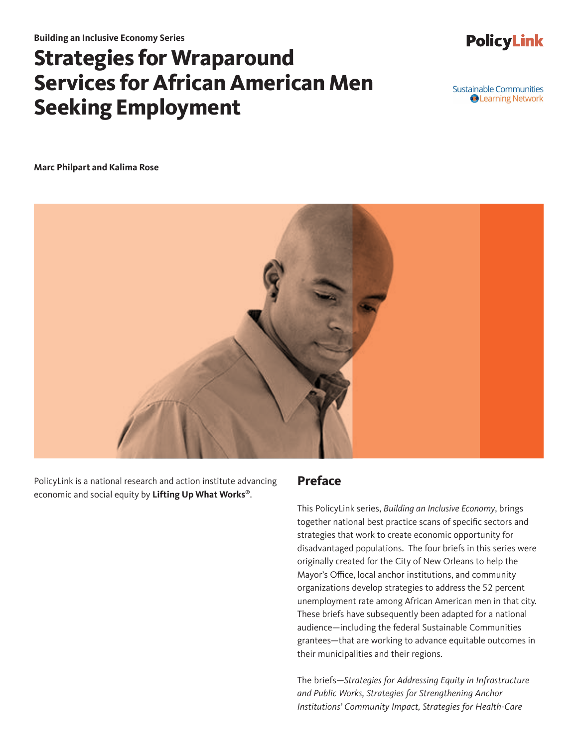**Building an Inclusive Economy Series**

# Strategies for Wraparound Services for African American Men Seeking Employment

PolicyLink

Sustainable Communities Learning Network

**Marc Philpart and Kalima Rose**

PolicyLink is a national research and action institute advancing economic and social equity by **Lifting Up What Works®**.

## Preface

This PolicyLink series, *Building an Inclusive Economy*, brings together national best practice scans of specific sectors and strategies that work to create economic opportunity for disadvantaged populations. The four briefs in this series were originally created for the City of New Orleans to help the Mayor's Office, local anchor institutions, and community organizations develop strategies to address the 52 percent unemployment rate among African American men in that city. These briefs have subsequently been adapted for a national audience—including the federal Sustainable Communities grantees—that are working to advance equitable outcomes in their municipalities and their regions.

The briefs—*Strategies for Addressing Equity in Infrastructure and Public Works, Strategies for Strengthening Anchor Institutions' Community Impact, Strategies for Health-Care*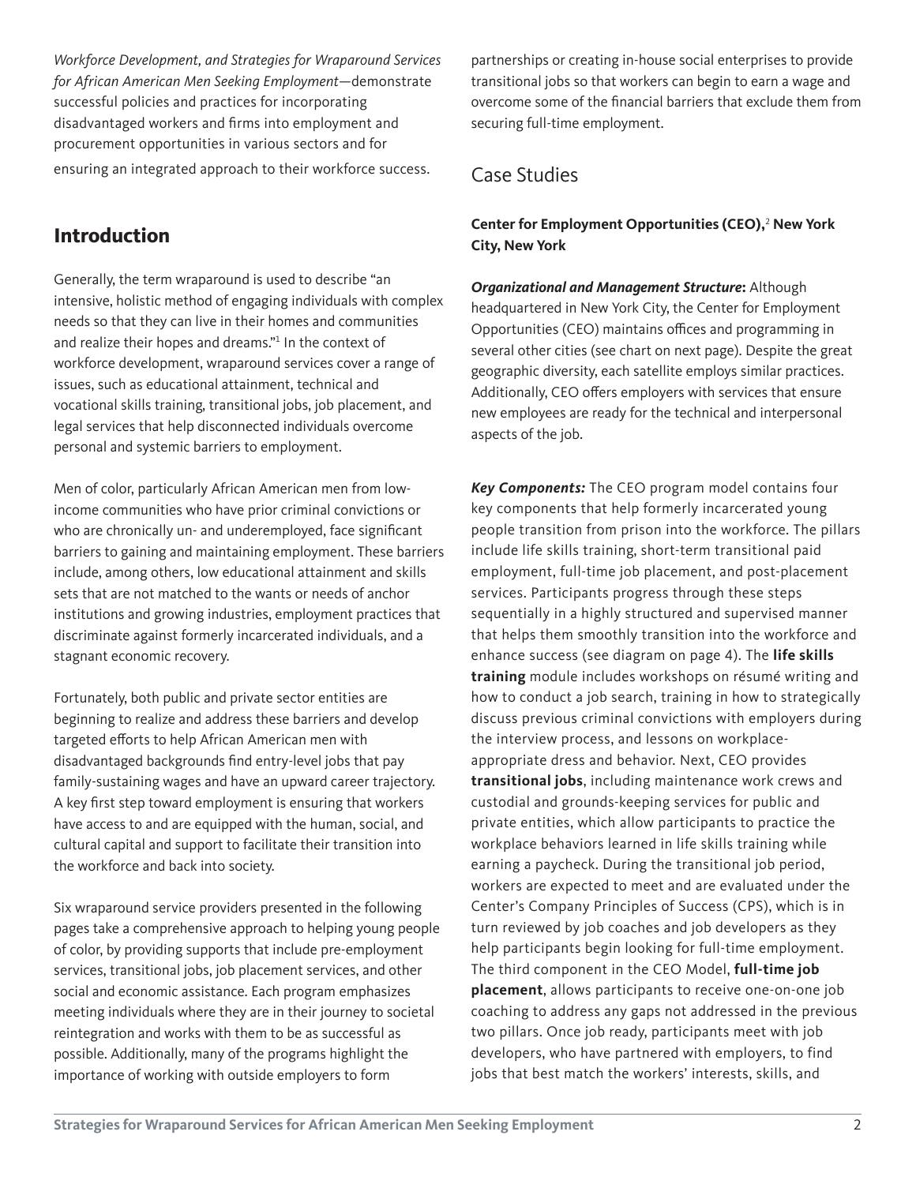*Workforce Development, and Strategies for Wraparound Services for African American Men Seeking Employment*—demonstrate successful policies and practices for incorporating disadvantaged workers and firms into employment and procurement opportunities in various sectors and for ensuring an integrated approach to their workforce success.

## Introduction

Generally, the term wraparound is used to describe "an intensive, holistic method of engaging individuals with complex needs so that they can live in their homes and communities and realize their hopes and dreams."[1] In the context of workforce development, wraparound services cover a range of issues, such as educational attainment, technical and vocational skills training, transitional jobs, job placement, and legal services that help disconnected individuals overcome personal and systemic barriers to employment.

Men of color, particularly African American men from low-income communities who have prior criminal convictions or who are chronically un- and underemployed, face significant barriers to gaining and maintaining employment. These barriers include, among others, low educational attainment and skills sets that are not matched to the wants or needs of anchor institutions and growing industries, employment practices that discriminate against formerly incarcerated individuals, and a stagnant economic recovery.

Fortunately, both public and private sector entities are beginning to realize and address these barriers and develop targeted efforts to help African American men with disadvantaged backgrounds find entry-level jobs that pay family-sustaining wages and have an upward career trajectory. A key first step toward employment is ensuring that workers have access to and are equipped with the human, social, and cultural capital and support to facilitate their transition into the workforce and back into society.

Six wraparound service providers presented in the following pages take a comprehensive approach to helping young people of color, by providing supports that include pre-employment services, transitional jobs, job placement services, and other social and economic assistance. Each program emphasizes meeting individuals where they are in their journey to societal reintegration and works with them to be as successful as possible. Additionally, many of the programs highlight the importance of working with outside employers to form partnerships or creating in-house social enterprises to provide transitional jobs so that workers can begin to earn a wage and overcome some of the financial barriers that exclude them from securing full-time employment.

## Case Studies

### Center for Employment Opportunities (CEO),[2] New York City, New York

***Organizational and Management Structure*:** Although headquartered in New York City, the Center for Employment Opportunities (CEO) maintains offices and programming in several other cities (see chart on next page). Despite the great geographic diversity, each satellite employs similar practices. Additionally, CEO offers employers with services that ensure new employees are ready for the technical and interpersonal aspects of the job.

***Key Components:*** The CEO program model contains four key components that help formerly incarcerated young people transition from prison into the workforce. The pillars include life skills training, short-term transitional paid employment, full-time job placement, and post-placement services. Participants progress through these steps sequentially in a highly structured and supervised manner that helps them smoothly transition into the workforce and enhance success (see diagram on page 4). The **life skills training** module includes workshops on résumé writing and how to conduct a job search, training in how to strategically discuss previous criminal convictions with employers during the interview process, and lessons on workplace-appropriate dress and behavior. Next, CEO provides **transitional jobs**, including maintenance work crews and custodial and grounds-keeping services for public and private entities, which allow participants to practice the workplace behaviors learned in life skills training while earning a paycheck. During the transitional job period, workers are expected to meet and are evaluated under the Center's Company Principles of Success (CPS), which is in turn reviewed by job coaches and job developers as they help participants begin looking for full-time employment. The third component in the CEO Model, **full-time job placement**, allows participants to receive one-on-one job coaching to address any gaps not addressed in the previous two pillars. Once job ready, participants meet with job developers, who have partnered with employers, to find jobs that best match the workers' interests, skills, and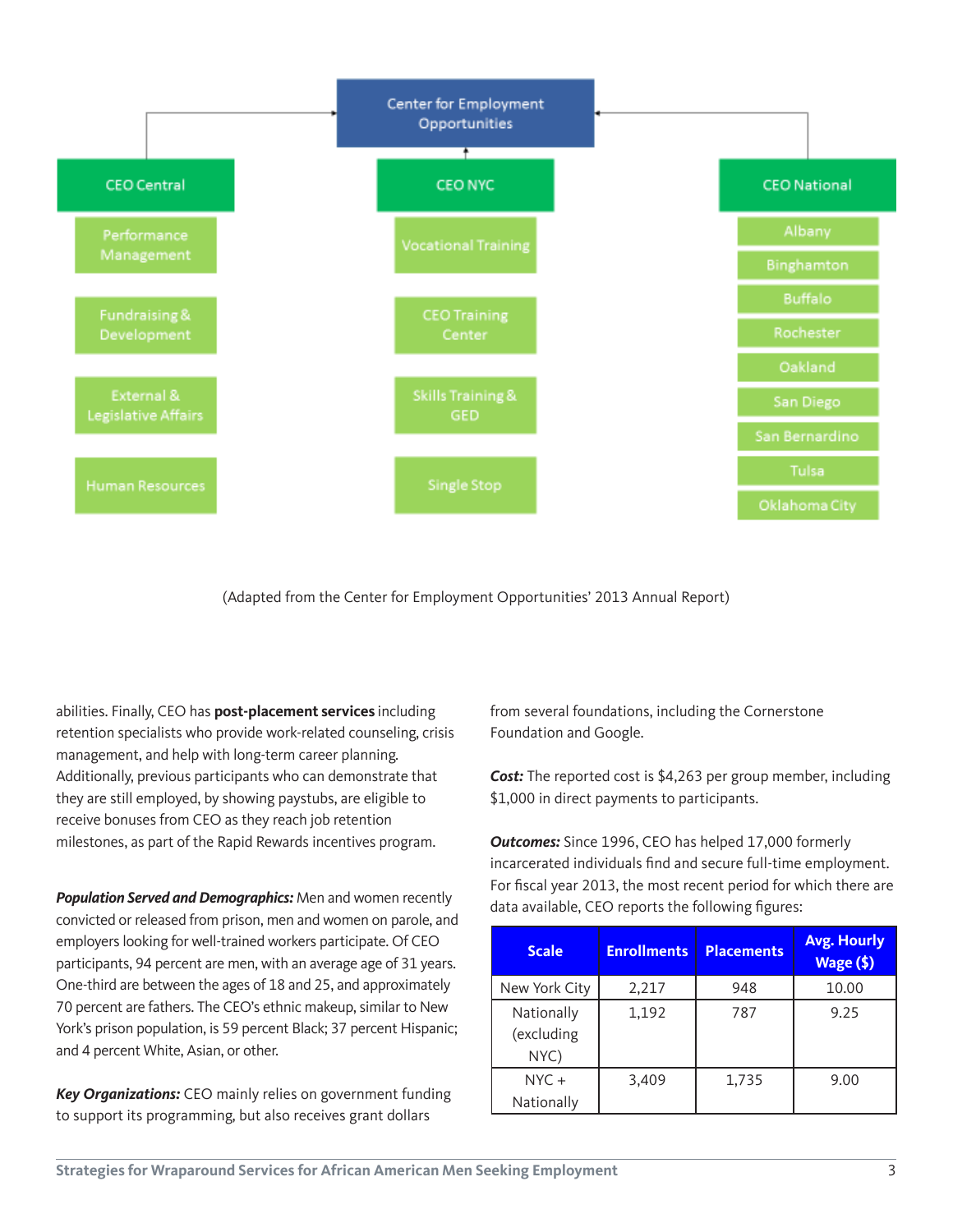Center for Employment Opportunities

- **CEO Central**
  - Performance Management
  - Fundraising & Development
  - External & Legislative Affairs
  - Human Resources
- **CEO NYC**
  - Vocational Training
  - CEO Training Center
  - Skills Training & GED
  - Single Stop
- **CEO National**
  - Albany
  - Binghamton
  - Buffalo
  - Rochester
  - Oakland
  - San Diego
  - San Bernardino
  - Tulsa
  - Oklahoma City

(Adapted from the Center for Employment Opportunities' 2013 Annual Report)

abilities. Finally, CEO has **post-placement services** including retention specialists who provide work-related counseling, crisis management, and help with long-term career planning. Additionally, previous participants who can demonstrate that they are still employed, by showing paystubs, are eligible to receive bonuses from CEO as they reach job retention milestones, as part of the Rapid Rewards incentives program.

***Population Served and Demographics:*** Men and women recently convicted or released from prison, men and women on parole, and employers looking for well-trained workers participate. Of CEO participants, 94 percent are men, with an average age of 31 years. One-third are between the ages of 18 and 25, and approximately 70 percent are fathers. The CEO's ethnic makeup, similar to New York's prison population, is 59 percent Black; 37 percent Hispanic; and 4 percent White, Asian, or other.

***Key Organizations:*** CEO mainly relies on government funding to support its programming, but also receives grant dollars from several foundations, including the Cornerstone Foundation and Google.

***Cost:*** The reported cost is $4,263 per group member, including $1,000 in direct payments to participants.

***Outcomes:*** Since 1996, CEO has helped 17,000 formerly incarcerated individuals find and secure full-time employment. For fiscal year 2013, the most recent period for which there are data available, CEO reports the following figures:

| Scale | Enrollments | Placements | Avg. Hourly Wage ($) |
|---|---|---|---|
| New York City | 2,217 | 948 | 10.00 |
| Nationally (excluding NYC) | 1,192 | 787 | 9.25 |
| NYC + Nationally | 3,409 | 1,735 | 9.00 |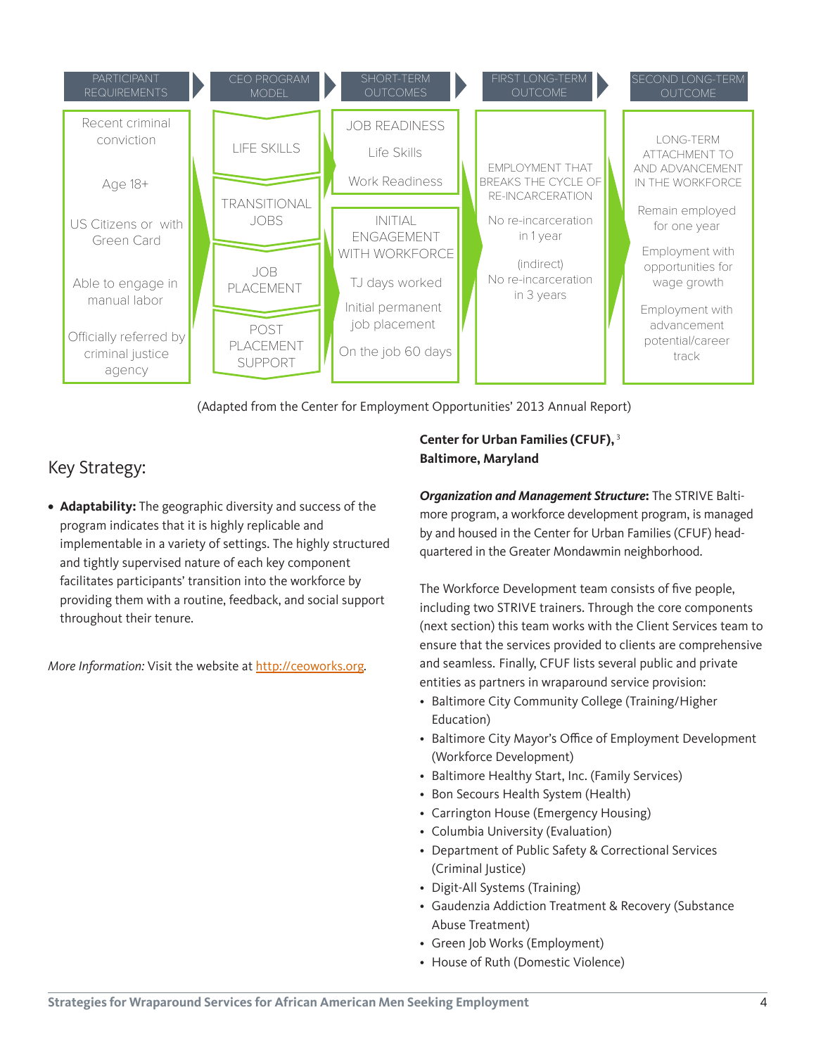| PARTICIPANT REQUIREMENTS | CEO PROGRAM MODEL | SHORT-TERM OUTCOMES | FIRST LONG-TERM OUTCOME | SECOND LONG-TERM OUTCOME |
|---|---|---|---|---|
| Recent criminal conviction<br>Age 18+<br>US Citizens or with Green Card<br>Able to engage in manual labor<br>Officially referred by criminal justice agency | LIFE SKILLS<br>TRANSITIONAL JOBS<br>JOB PLACEMENT<br>POST PLACEMENT SUPPORT | JOB READINESS: Life Skills; Work Readiness<br>INITIAL ENGAGEMENT WITH WORKFORCE: TJ days worked; Initial permanent job placement; On the job 60 days | EMPLOYMENT THAT BREAKS THE CYCLE OF RE-INCARCERATION<br>No re-incarceration in 1 year<br>(indirect) No re-incarceration in 3 years | LONG-TERM ATTACHMENT TO AND ADVANCEMENT IN THE WORKFORCE<br>Remain employed for one year<br>Employment with opportunities for wage growth<br>Employment with advancement potential/career track |

(Adapted from the Center for Employment Opportunities' 2013 Annual Report)

## Key Strategy:

- **Adaptability:** The geographic diversity and success of the program indicates that it is highly replicable and implementable in a variety of settings. The highly structured and tightly supervised nature of each key component facilitates participants' transition into the workforce by providing them with a routine, feedback, and social support throughout their tenure.

*More Information:* Visit the website at http://ceoworks.org.

**Center for Urban Families (CFUF),** [3]
**Baltimore, Maryland**

***Organization and Management Structure*:** The STRIVE Baltimore program, a workforce development program, is managed by and housed in the Center for Urban Families (CFUF) headquartered in the Greater Mondawmin neighborhood.

The Workforce Development team consists of five people, including two STRIVE trainers. Through the core components (next section) this team works with the Client Services team to ensure that the services provided to clients are comprehensive and seamless. Finally, CFUF lists several public and private entities as partners in wraparound service provision:

- Baltimore City Community College (Training/Higher Education)
- Baltimore City Mayor's Office of Employment Development (Workforce Development)
- Baltimore Healthy Start, Inc. (Family Services)
- Bon Secours Health System (Health)
- Carrington House (Emergency Housing)
- Columbia University (Evaluation)
- Department of Public Safety & Correctional Services (Criminal Justice)
- Digit-All Systems (Training)
- Gaudenzia Addiction Treatment & Recovery (Substance Abuse Treatment)
- Green Job Works (Employment)
- House of Ruth (Domestic Violence)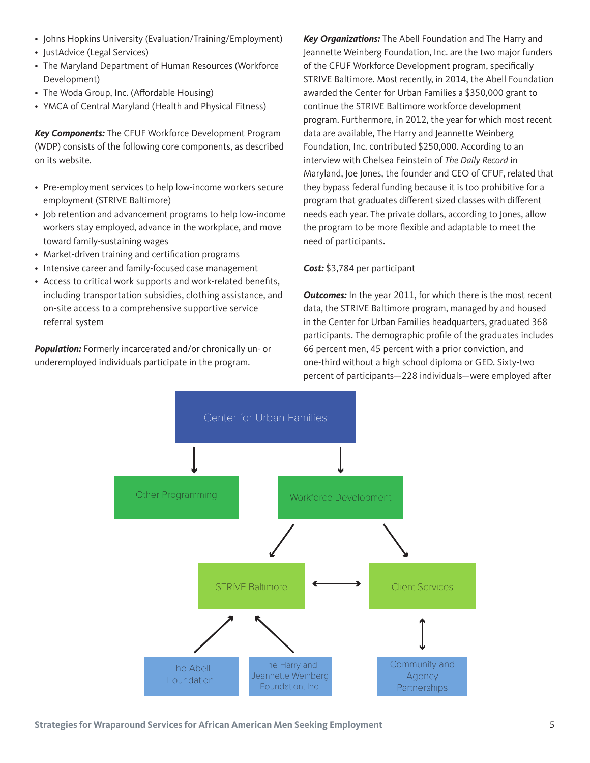- Johns Hopkins University (Evaluation/Training/Employment)
- JustAdvice (Legal Services)
- The Maryland Department of Human Resources (Workforce Development)
- The Woda Group, Inc. (Affordable Housing)
- YMCA of Central Maryland (Health and Physical Fitness)

***Key Components:*** The CFUF Workforce Development Program (WDP) consists of the following core components, as described on its website.

- Pre-employment services to help low-income workers secure employment (STRIVE Baltimore)
- Job retention and advancement programs to help low-income workers stay employed, advance in the workplace, and move toward family-sustaining wages
- Market-driven training and certification programs
- Intensive career and family-focused case management
- Access to critical work supports and work-related benefits, including transportation subsidies, clothing assistance, and on-site access to a comprehensive supportive service referral system

***Population:*** Formerly incarcerated and/or chronically un- or underemployed individuals participate in the program.

***Key Organizations:*** The Abell Foundation and The Harry and Jeannette Weinberg Foundation, Inc. are the two major funders of the CFUF Workforce Development program, specifically STRIVE Baltimore. Most recently, in 2014, the Abell Foundation awarded the Center for Urban Families a $350,000 grant to continue the STRIVE Baltimore workforce development program. Furthermore, in 2012, the year for which most recent data are available, The Harry and Jeannette Weinberg Foundation, Inc. contributed $250,000. According to an interview with Chelsea Feinstein of *The Daily Record* in Maryland, Joe Jones, the founder and CEO of CFUF, related that they bypass federal funding because it is too prohibitive for a program that graduates different sized classes with different needs each year. The private dollars, according to Jones, allow the program to be more flexible and adaptable to meet the need of participants.

***Cost:*** $3,784 per participant

***Outcomes:*** In the year 2011, for which there is the most recent data, the STRIVE Baltimore program, managed by and housed in the Center for Urban Families headquarters, graduated 368 participants. The demographic profile of the graduates includes 66 percent men, 45 percent with a prior conviction, and one-third without a high school diploma or GED. Sixty-two percent of participants—228 individuals—were employed after

Center for Urban Families

Other Programming

Workforce Development

STRIVE Baltimore

Client Services

The Abell Foundation

The Harry and Jeannette Weinberg Foundation, Inc.

Community and Agency Partnerships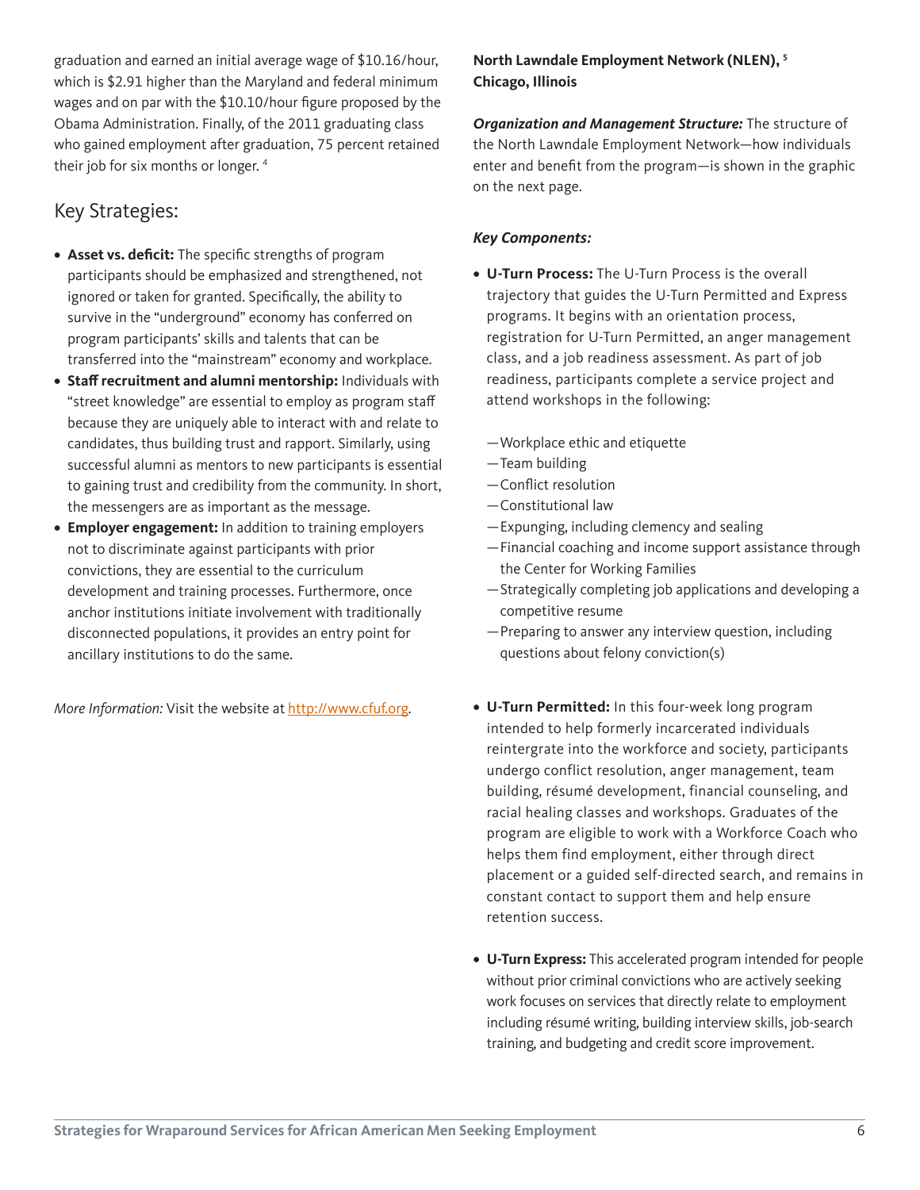graduation and earned an initial average wage of $10.16/hour, which is $2.91 higher than the Maryland and federal minimum wages and on par with the $10.10/hour figure proposed by the Obama Administration. Finally, of the 2011 graduating class who gained employment after graduation, 75 percent retained their job for six months or longer. [4]

## Key Strategies:

- **Asset vs. deficit:** The specific strengths of program participants should be emphasized and strengthened, not ignored or taken for granted. Specifically, the ability to survive in the "underground" economy has conferred on program participants' skills and talents that can be transferred into the "mainstream" economy and workplace.
- **Staff recruitment and alumni mentorship:** Individuals with "street knowledge" are essential to employ as program staff because they are uniquely able to interact with and relate to candidates, thus building trust and rapport. Similarly, using successful alumni as mentors to new participants is essential to gaining trust and credibility from the community. In short, the messengers are as important as the message.
- **Employer engagement:** In addition to training employers not to discriminate against participants with prior convictions, they are essential to the curriculum development and training processes. Furthermore, once anchor institutions initiate involvement with traditionally disconnected populations, it provides an entry point for ancillary institutions to do the same.

*More Information:* Visit the website at http://www.cfuf.org.

**North Lawndale Employment Network (NLEN), [5] Chicago, Illinois**

***Organization and Management Structure:*** The structure of the North Lawndale Employment Network—how individuals enter and benefit from the program—is shown in the graphic on the next page.

***Key Components:***

- **U-Turn Process:** The U-Turn Process is the overall trajectory that guides the U-Turn Permitted and Express programs. It begins with an orientation process, registration for U-Turn Permitted, an anger management class, and a job readiness assessment. As part of job readiness, participants complete a service project and attend workshops in the following:

  —Workplace ethic and etiquette
  —Team building
  —Conflict resolution
  —Constitutional law
  —Expunging, including clemency and sealing
  —Financial coaching and income support assistance through the Center for Working Families
  —Strategically completing job applications and developing a competitive resume
  —Preparing to answer any interview question, including questions about felony conviction(s)

- **U-Turn Permitted:** In this four-week long program intended to help formerly incarcerated individuals reintergrate into the workforce and society, participants undergo conflict resolution, anger management, team building, résumé development, financial counseling, and racial healing classes and workshops. Graduates of the program are eligible to work with a Workforce Coach who helps them find employment, either through direct placement or a guided self-directed search, and remains in constant contact to support them and help ensure retention success.

- **U-Turn Express:** This accelerated program intended for people without prior criminal convictions who are actively seeking work focuses on services that directly relate to employment including résumé writing, building interview skills, job-search training, and budgeting and credit score improvement.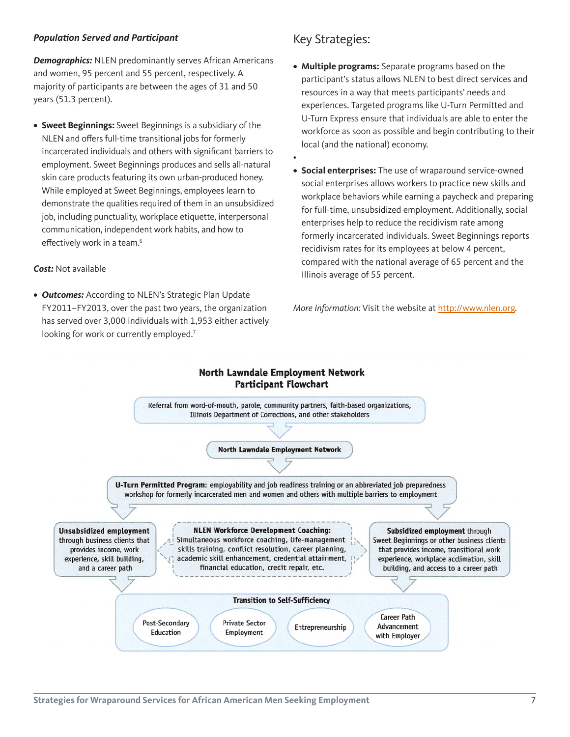***Population Served and Participant***

***Demographics:*** NLEN predominantly serves African Americans and women, 95 percent and 55 percent, respectively. A majority of participants are between the ages of 31 and 50 years (51.3 percent).

- **Sweet Beginnings:** Sweet Beginnings is a subsidiary of the NLEN and offers full-time transitional jobs for formerly incarcerated individuals and others with significant barriers to employment. Sweet Beginnings produces and sells all-natural skin care products featuring its own urban-produced honey. While employed at Sweet Beginnings, employees learn to demonstrate the qualities required of them in an unsubsidized job, including punctuality, workplace etiquette, interpersonal communication, independent work habits, and how to effectively work in a team.[6]

***Cost:*** Not available

- ***Outcomes:*** According to NLEN's Strategic Plan Update FY2011–FY2013, over the past two years, the organization has served over 3,000 individuals with 1,953 either actively looking for work or currently employed.[7]

## Key Strategies:

- **Multiple programs:** Separate programs based on the participant's status allows NLEN to best direct services and resources in a way that meets participants' needs and experiences. Targeted programs like U-Turn Permitted and U-Turn Express ensure that individuals are able to enter the workforce as soon as possible and begin contributing to their local (and the national) economy.
- 
- **Social enterprises:** The use of wraparound service-owned social enterprises allows workers to practice new skills and workplace behaviors while earning a paycheck and preparing for full-time, unsubsidized employment. Additionally, social enterprises help to reduce the recidivism rate among formerly incarcerated individuals. Sweet Beginnings reports recidivism rates for its employees at below 4 percent, compared with the national average of 65 percent and the Illinois average of 55 percent.

*More Information:* Visit the website at http://www.nlen.org.

**North Lawndale Employment Network**
**Participant Flowchart**

Referral from word-of-mouth, parole, community partners, faith-based organizations, Illinois Department of Corrections, and other stakeholders

↓

**North Lawndale Employment Network**

↓

**U-Turn Permitted Program:** employability and job readiness training or an abbreviated job preparedness workshop for formerly incarcerated men and women and others with multiple barriers to employment

↓

**Unsubsidized employment** through business clients that provides income, work experience, skill building, and a career path

**NLEN Workforce Development Coaching:** Simultaneous workforce coaching, life-management skills training, conflict resolution, career planning, academic skill enhancement, credential attainment, financial education, credit repair, etc.

**Subsidized employment** through Sweet Beginnings or other business clients that provides income, transitional work experience, workplace acclimation, skill building, and access to a career path

↓

**Transition to Self-Sufficiency**

- Post-Secondary Education
- Private Sector Employment
- Entrepreneurship
- Career Path Advancement with Employer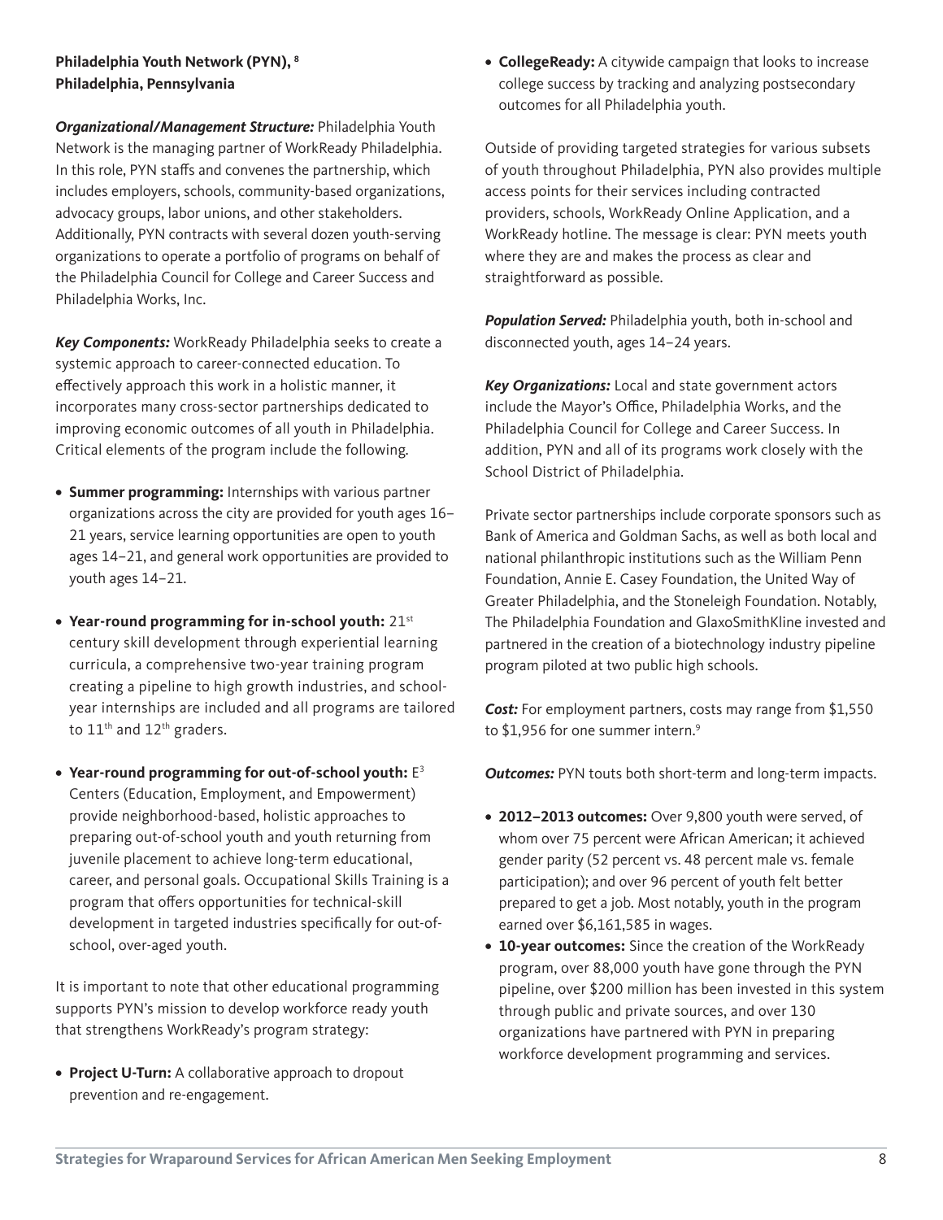**Philadelphia Youth Network (PYN), [8]**
**Philadelphia, Pennsylvania**

***Organizational/Management Structure:*** Philadelphia Youth Network is the managing partner of WorkReady Philadelphia. In this role, PYN staffs and convenes the partnership, which includes employers, schools, community-based organizations, advocacy groups, labor unions, and other stakeholders. Additionally, PYN contracts with several dozen youth-serving organizations to operate a portfolio of programs on behalf of the Philadelphia Council for College and Career Success and Philadelphia Works, Inc.

***Key Components:*** WorkReady Philadelphia seeks to create a systemic approach to career-connected education. To effectively approach this work in a holistic manner, it incorporates many cross-sector partnerships dedicated to improving economic outcomes of all youth in Philadelphia. Critical elements of the program include the following.

- **Summer programming:** Internships with various partner organizations across the city are provided for youth ages 16–21 years, service learning opportunities are open to youth ages 14–21, and general work opportunities are provided to youth ages 14–21.
- **Year-round programming for in-school youth:** 21st century skill development through experiential learning curricula, a comprehensive two-year training program creating a pipeline to high growth industries, and school-year internships are included and all programs are tailored to 11th and 12th graders.
- **Year-round programming for out-of-school youth:** $E^3$ Centers (Education, Employment, and Empowerment) provide neighborhood-based, holistic approaches to preparing out-of-school youth and youth returning from juvenile placement to achieve long-term educational, career, and personal goals. Occupational Skills Training is a program that offers opportunities for technical-skill development in targeted industries specifically for out-of-school, over-aged youth.

It is important to note that other educational programming supports PYN's mission to develop workforce ready youth that strengthens WorkReady's program strategy:

- **Project U-Turn:** A collaborative approach to dropout prevention and re-engagement.
- **CollegeReady:** A citywide campaign that looks to increase college success by tracking and analyzing postsecondary outcomes for all Philadelphia youth.

Outside of providing targeted strategies for various subsets of youth throughout Philadelphia, PYN also provides multiple access points for their services including contracted providers, schools, WorkReady Online Application, and a WorkReady hotline. The message is clear: PYN meets youth where they are and makes the process as clear and straightforward as possible.

***Population Served:*** Philadelphia youth, both in-school and disconnected youth, ages 14–24 years.

***Key Organizations:*** Local and state government actors include the Mayor's Office, Philadelphia Works, and the Philadelphia Council for College and Career Success. In addition, PYN and all of its programs work closely with the School District of Philadelphia.

Private sector partnerships include corporate sponsors such as Bank of America and Goldman Sachs, as well as both local and national philanthropic institutions such as the William Penn Foundation, Annie E. Casey Foundation, the United Way of Greater Philadelphia, and the Stoneleigh Foundation. Notably, The Philadelphia Foundation and GlaxoSmithKline invested and partnered in the creation of a biotechnology industry pipeline program piloted at two public high schools.

***Cost:*** For employment partners, costs may range from $1,550 to $1,956 for one summer intern.[9]

***Outcomes:*** PYN touts both short-term and long-term impacts.

- **2012–2013 outcomes:** Over 9,800 youth were served, of whom over 75 percent were African American; it achieved gender parity (52 percent vs. 48 percent male vs. female participation); and over 96 percent of youth felt better prepared to get a job. Most notably, youth in the program earned over $6,161,585 in wages.
- **10-year outcomes:** Since the creation of the WorkReady program, over 88,000 youth have gone through the PYN pipeline, over $200 million has been invested in this system through public and private sources, and over 130 organizations have partnered with PYN in preparing workforce development programming and services.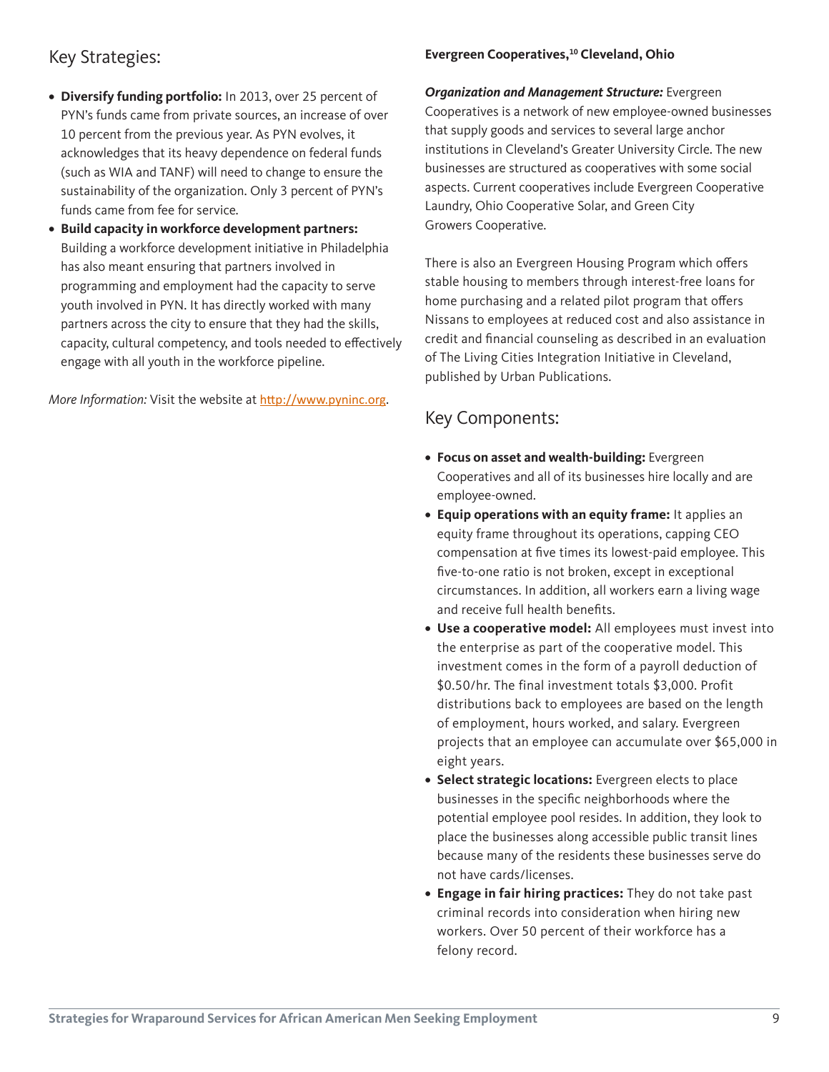## Key Strategies:

- **Diversify funding portfolio:** In 2013, over 25 percent of PYN's funds came from private sources, an increase of over 10 percent from the previous year. As PYN evolves, it acknowledges that its heavy dependence on federal funds (such as WIA and TANF) will need to change to ensure the sustainability of the organization. Only 3 percent of PYN's funds came from fee for service.
- **Build capacity in workforce development partners:** Building a workforce development initiative in Philadelphia has also meant ensuring that partners involved in programming and employment had the capacity to serve youth involved in PYN. It has directly worked with many partners across the city to ensure that they had the skills, capacity, cultural competency, and tools needed to effectively engage with all youth in the workforce pipeline.

*More Information:* Visit the website at http://www.pyninc.org.

**Evergreen Cooperatives,[10] Cleveland, Ohio**

***Organization and Management Structure:*** Evergreen Cooperatives is a network of new employee-owned businesses that supply goods and services to several large anchor institutions in Cleveland's Greater University Circle. The new businesses are structured as cooperatives with some social aspects. Current cooperatives include Evergreen Cooperative Laundry, Ohio Cooperative Solar, and Green City Growers Cooperative.

There is also an Evergreen Housing Program which offers stable housing to members through interest-free loans for home purchasing and a related pilot program that offers Nissans to employees at reduced cost and also assistance in credit and financial counseling as described in an evaluation of The Living Cities Integration Initiative in Cleveland, published by Urban Publications.

## Key Components:

- **Focus on asset and wealth-building:** Evergreen Cooperatives and all of its businesses hire locally and are employee-owned.
- **Equip operations with an equity frame:** It applies an equity frame throughout its operations, capping CEO compensation at five times its lowest-paid employee. This five-to-one ratio is not broken, except in exceptional circumstances. In addition, all workers earn a living wage and receive full health benefits.
- **Use a cooperative model:** All employees must invest into the enterprise as part of the cooperative model. This investment comes in the form of a payroll deduction of $0.50/hr. The final investment totals $3,000. Profit distributions back to employees are based on the length of employment, hours worked, and salary. Evergreen projects that an employee can accumulate over $65,000 in eight years.
- **Select strategic locations:** Evergreen elects to place businesses in the specific neighborhoods where the potential employee pool resides. In addition, they look to place the businesses along accessible public transit lines because many of the residents these businesses serve do not have cards/licenses.
- **Engage in fair hiring practices:** They do not take past criminal records into consideration when hiring new workers. Over 50 percent of their workforce has a felony record.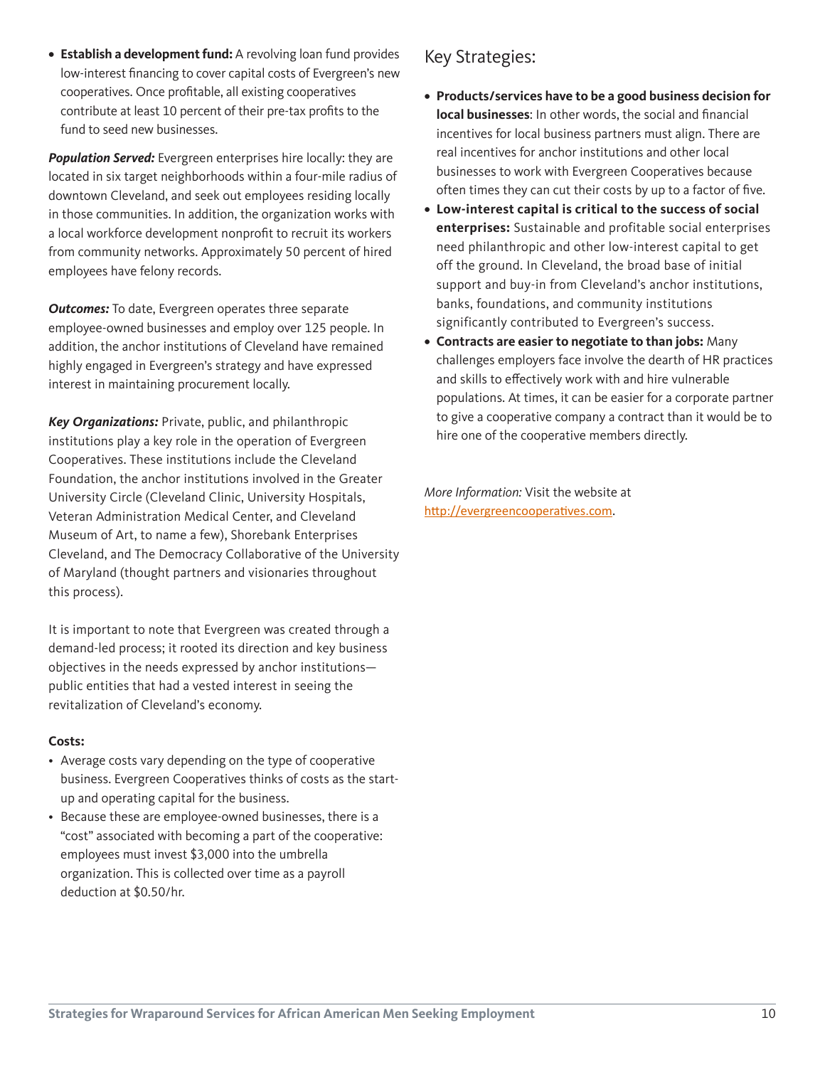- **Establish a development fund:** A revolving loan fund provides low-interest financing to cover capital costs of Evergreen's new cooperatives. Once profitable, all existing cooperatives contribute at least 10 percent of their pre-tax profits to the fund to seed new businesses.

***Population Served:*** Evergreen enterprises hire locally: they are located in six target neighborhoods within a four-mile radius of downtown Cleveland, and seek out employees residing locally in those communities. In addition, the organization works with a local workforce development nonprofit to recruit its workers from community networks. Approximately 50 percent of hired employees have felony records.

***Outcomes:*** To date, Evergreen operates three separate employee-owned businesses and employ over 125 people. In addition, the anchor institutions of Cleveland have remained highly engaged in Evergreen's strategy and have expressed interest in maintaining procurement locally.

***Key Organizations:*** Private, public, and philanthropic institutions play a key role in the operation of Evergreen Cooperatives. These institutions include the Cleveland Foundation, the anchor institutions involved in the Greater University Circle (Cleveland Clinic, University Hospitals, Veteran Administration Medical Center, and Cleveland Museum of Art, to name a few), Shorebank Enterprises Cleveland, and The Democracy Collaborative of the University of Maryland (thought partners and visionaries throughout this process).

It is important to note that Evergreen was created through a demand-led process; it rooted its direction and key business objectives in the needs expressed by anchor institutions—public entities that had a vested interest in seeing the revitalization of Cleveland's economy.

**Costs:**

- Average costs vary depending on the type of cooperative business. Evergreen Cooperatives thinks of costs as the start-up and operating capital for the business.
- Because these are employee-owned businesses, there is a "cost" associated with becoming a part of the cooperative: employees must invest $3,000 into the umbrella organization. This is collected over time as a payroll deduction at $0.50/hr.

## Key Strategies:

- **Products/services have to be a good business decision for local businesses**: In other words, the social and financial incentives for local business partners must align. There are real incentives for anchor institutions and other local businesses to work with Evergreen Cooperatives because often times they can cut their costs by up to a factor of five.
- **Low-interest capital is critical to the success of social enterprises:** Sustainable and profitable social enterprises need philanthropic and other low-interest capital to get off the ground. In Cleveland, the broad base of initial support and buy-in from Cleveland's anchor institutions, banks, foundations, and community institutions significantly contributed to Evergreen's success.
- **Contracts are easier to negotiate to than jobs:** Many challenges employers face involve the dearth of HR practices and skills to effectively work with and hire vulnerable populations. At times, it can be easier for a corporate partner to give a cooperative company a contract than it would be to hire one of the cooperative members directly.

*More Information:* Visit the website at http://evergreencooperatives.com.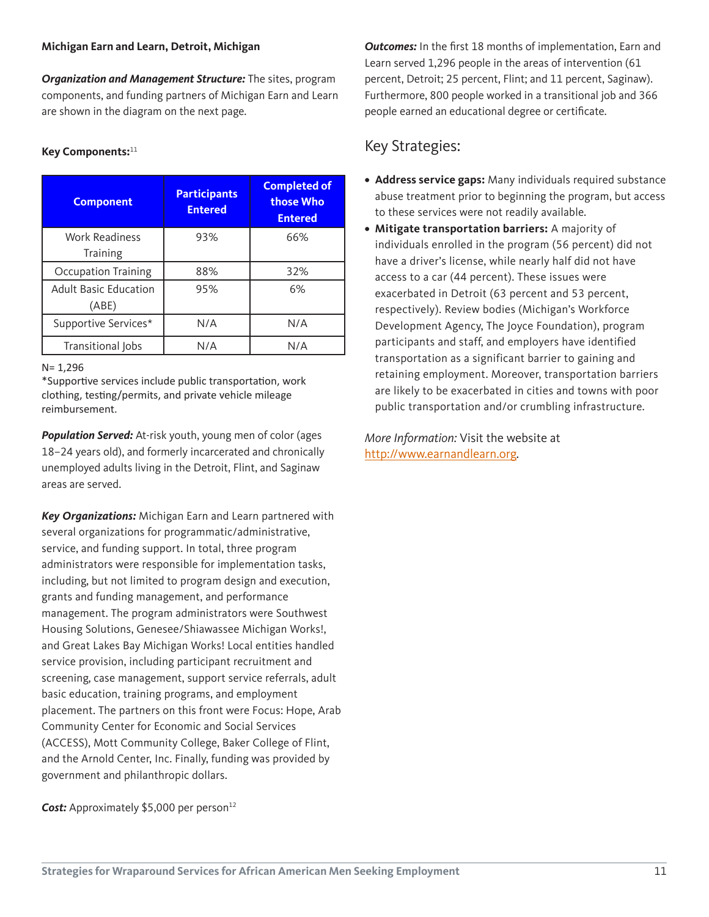**Michigan Earn and Learn, Detroit, Michigan**

***Organization and Management Structure:*** The sites, program components, and funding partners of Michigan Earn and Learn are shown in the diagram on the next page.

**Key Components:**[11]

| Component | Participants Entered | Completed of those Who Entered |
|---|---|---|
| Work Readiness Training | 93% | 66% |
| Occupation Training | 88% | 32% |
| Adult Basic Education (ABE) | 95% | 6% |
| Supportive Services* | N/A | N/A |
| Transitional Jobs | N/A | N/A |

N= 1,296

*Supportive services include public transportation, work clothing, testing/permits, and private vehicle mileage reimbursement.

***Population Served:*** At-risk youth, young men of color (ages 18–24 years old), and formerly incarcerated and chronically unemployed adults living in the Detroit, Flint, and Saginaw areas are served.

***Key Organizations:*** Michigan Earn and Learn partnered with several organizations for programmatic/administrative, service, and funding support. In total, three program administrators were responsible for implementation tasks, including, but not limited to program design and execution, grants and funding management, and performance management. The program administrators were Southwest Housing Solutions, Genesee/Shiawassee Michigan Works!, and Great Lakes Bay Michigan Works! Local entities handled service provision, including participant recruitment and screening, case management, support service referrals, adult basic education, training programs, and employment placement. The partners on this front were Focus: Hope, Arab Community Center for Economic and Social Services (ACCESS), Mott Community College, Baker College of Flint, and the Arnold Center, Inc. Finally, funding was provided by government and philanthropic dollars.

***Cost:*** Approximately $5,000 per person[12]

***Outcomes:*** In the first 18 months of implementation, Earn and Learn served 1,296 people in the areas of intervention (61 percent, Detroit; 25 percent, Flint; and 11 percent, Saginaw). Furthermore, 800 people worked in a transitional job and 366 people earned an educational degree or certificate.

## Key Strategies:

- **Address service gaps:** Many individuals required substance abuse treatment prior to beginning the program, but access to these services were not readily available.
- **Mitigate transportation barriers:** A majority of individuals enrolled in the program (56 percent) did not have a driver's license, while nearly half did not have access to a car (44 percent). These issues were exacerbated in Detroit (63 percent and 53 percent, respectively). Review bodies (Michigan's Workforce Development Agency, The Joyce Foundation), program participants and staff, and employers have identified transportation as a significant barrier to gaining and retaining employment. Moreover, transportation barriers are likely to be exacerbated in cities and towns with poor public transportation and/or crumbling infrastructure.

*More Information:* Visit the website at http://www.earnandlearn.org.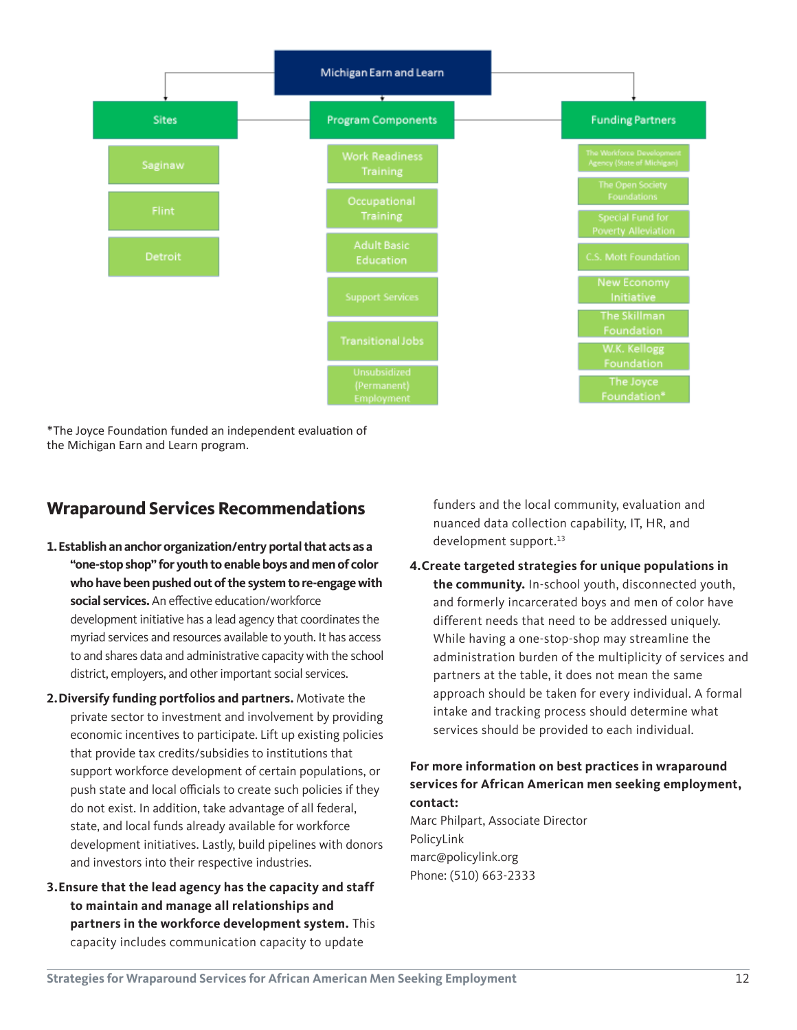Michigan Earn and Learn

- **Sites**
  - Saginaw
  - Flint
  - Detroit
- **Program Components**
  - Work Readiness Training
  - Occupational Training
  - Adult Basic Education
  - Support Services
  - Transitional Jobs
  - Unsubsidized (Permanent) Employment
- **Funding Partners**
  - The Workforce Development Agency (State of Michigan)
  - The Open Society Foundations
  - Special Fund for Poverty Alleviation
  - C.S. Mott Foundation
  - New Economy Initiative
  - The Skillman Foundation
  - W.K. Kellogg Foundation
  - The Joyce Foundation*

*The Joyce Foundation funded an independent evaluation of the Michigan Earn and Learn program.

## Wraparound Services Recommendations

1. **Establish an anchor organization/entry portal that acts as a "one-stop shop" for youth to enable boys and men of color who have been pushed out of the system to re-engage with social services.** An effective education/workforce development initiative has a lead agency that coordinates the myriad services and resources available to youth. It has access to and shares data and administrative capacity with the school district, employers, and other important social services.

2. **Diversify funding portfolios and partners.** Motivate the private sector to investment and involvement by providing economic incentives to participate. Lift up existing policies that provide tax credits/subsidies to institutions that support workforce development of certain populations, or push state and local officials to create such policies if they do not exist. In addition, take advantage of all federal, state, and local funds already available for workforce development initiatives. Lastly, build pipelines with donors and investors into their respective industries.

3. **Ensure that the lead agency has the capacity and staff to maintain and manage all relationships and partners in the workforce development system.** This capacity includes communication capacity to update funders and the local community, evaluation and nuanced data collection capability, IT, HR, and development support.[13]

4. **Create targeted strategies for unique populations in the community.** In-school youth, disconnected youth, and formerly incarcerated boys and men of color have different needs that need to be addressed uniquely. While having a one-stop-shop may streamline the administration burden of the multiplicity of services and partners at the table, it does not mean the same approach should be taken for every individual. A formal intake and tracking process should determine what services should be provided to each individual.

**For more information on best practices in wraparound services for African American men seeking employment, contact:**

Marc Philpart, Associate Director
PolicyLink
marc@policylink.org
Phone: (510) 663-2333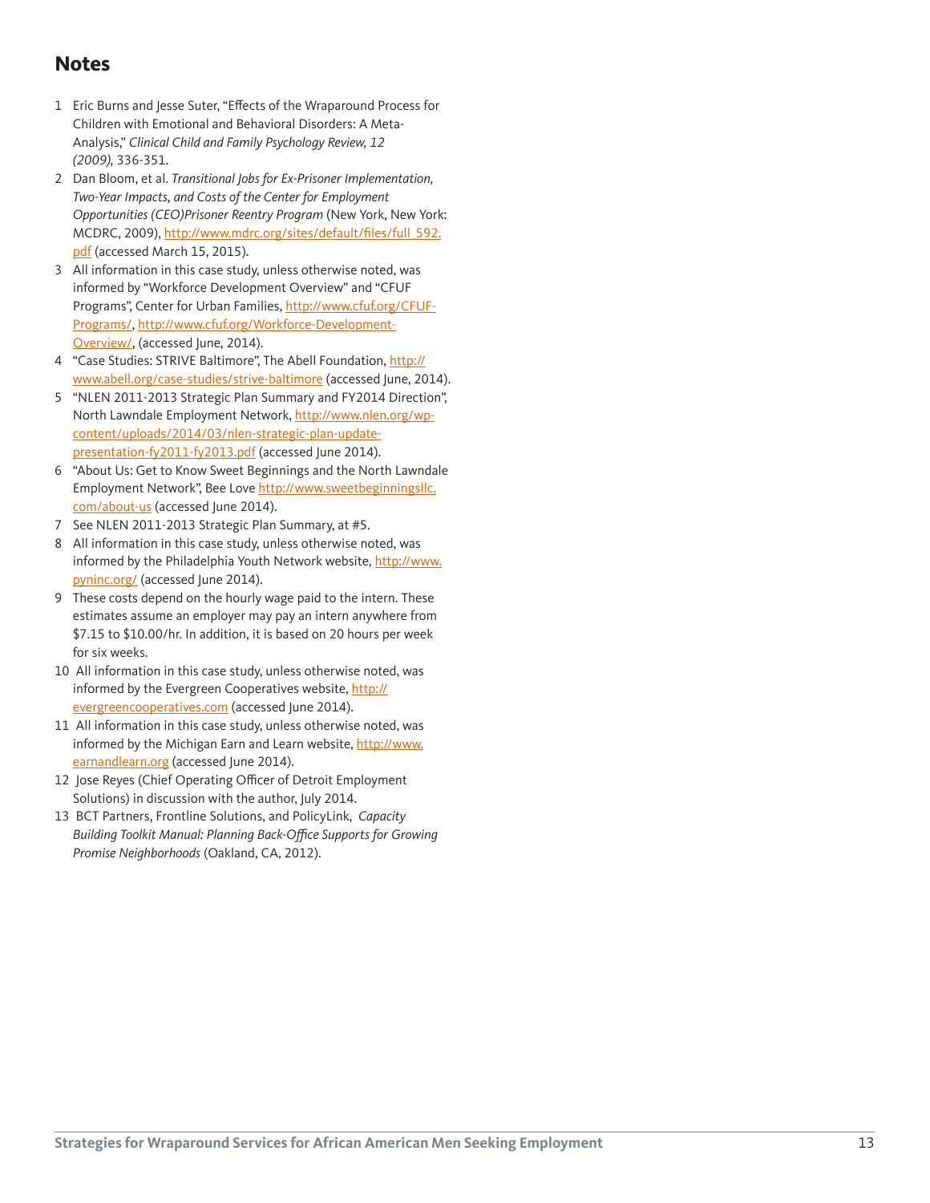## Notes

1. Eric Burns and Jesse Suter, "Effects of the Wraparound Process for Children with Emotional and Behavioral Disorders: A Meta-Analysis," *Clinical Child and Family Psychology Review, 12 (2009),* 336-351.
2. Dan Bloom, et al. *Transitional Jobs for Ex-Prisoner Implementation, Two-Year Impacts, and Costs of the Center for Employment Opportunities (CEO)Prisoner Reentry Program* (New York, New York: MCDRC, 2009), http://www.mdrc.org/sites/default/files/full_592.pdf (accessed March 15, 2015).
3. All information in this case study, unless otherwise noted, was informed by "Workforce Development Overview" and "CFUF Programs", Center for Urban Families, http://www.cfuf.org/CFUF-Programs/, http://www.cfuf.org/Workforce-Development-Overview/, (accessed June, 2014).
4. "Case Studies: STRIVE Baltimore", The Abell Foundation, http://www.abell.org/case-studies/strive-baltimore (accessed June, 2014).
5. "NLEN 2011-2013 Strategic Plan Summary and FY2014 Direction", North Lawndale Employment Network, http://www.nlen.org/wp-content/uploads/2014/03/nlen-strategic-plan-update-presentation-fy2011-fy2013.pdf (accessed June 2014).
6. "About Us: Get to Know Sweet Beginnings and the North Lawndale Employment Network", Bee Love http://www.sweetbeginningsllc.com/about-us (accessed June 2014).
7. See NLEN 2011-2013 Strategic Plan Summary, at #5.
8. All information in this case study, unless otherwise noted, was informed by the Philadelphia Youth Network website, http://www.pyninc.org/ (accessed June 2014).
9. These costs depend on the hourly wage paid to the intern. These estimates assume an employer may pay an intern anywhere from $7.15 to $10.00/hr. In addition, it is based on 20 hours per week for six weeks.
10. All information in this case study, unless otherwise noted, was informed by the Evergreen Cooperatives website, http://evergreencooperatives.com (accessed June 2014).
11. All information in this case study, unless otherwise noted, was informed by the Michigan Earn and Learn website, http://www.earnandlearn.org (accessed June 2014).
12. Jose Reyes (Chief Operating Officer of Detroit Employment Solutions) in discussion with the author, July 2014.
13. BCT Partners, Frontline Solutions, and PolicyLink, *Capacity Building Toolkit Manual: Planning Back-Office Supports for Growing Promise Neighborhoods* (Oakland, CA, 2012).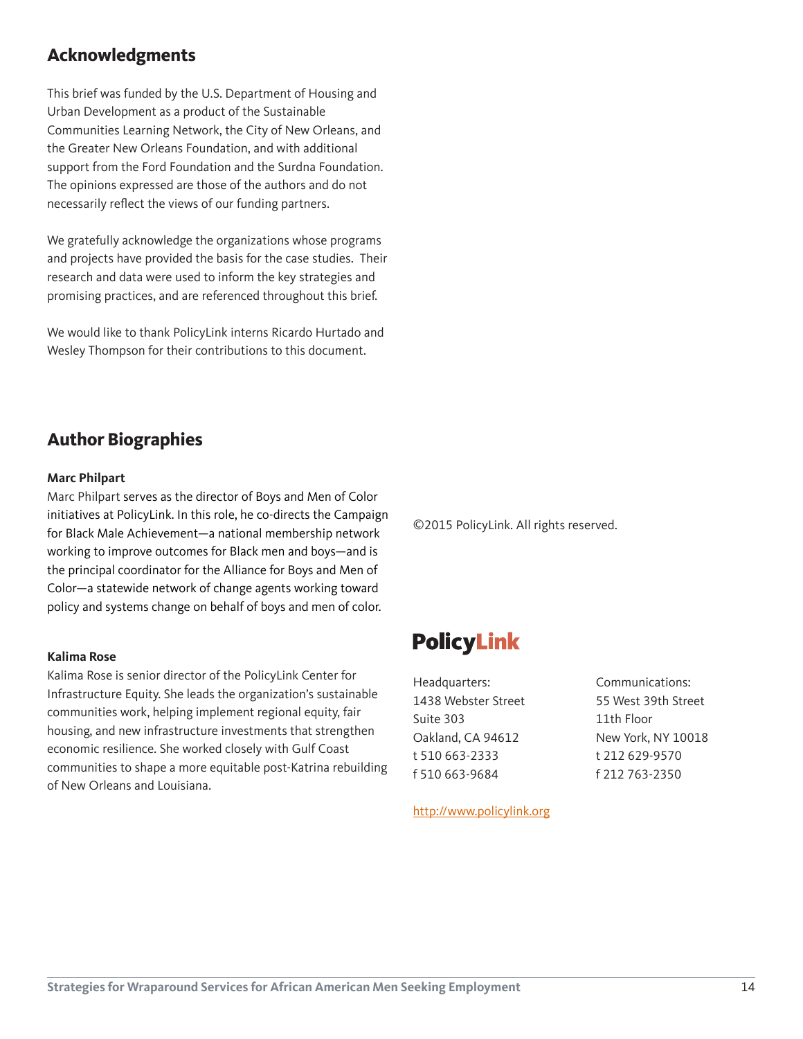## Acknowledgments

This brief was funded by the U.S. Department of Housing and Urban Development as a product of the Sustainable Communities Learning Network, the City of New Orleans, and the Greater New Orleans Foundation, and with additional support from the Ford Foundation and the Surdna Foundation. The opinions expressed are those of the authors and do not necessarily reflect the views of our funding partners.

We gratefully acknowledge the organizations whose programs and projects have provided the basis for the case studies. Their research and data were used to inform the key strategies and promising practices, and are referenced throughout this brief.

We would like to thank PolicyLink interns Ricardo Hurtado and Wesley Thompson for their contributions to this document.

## Author Biographies

**Marc Philpart**

Marc Philpart serves as the director of Boys and Men of Color initiatives at PolicyLink. In this role, he co-directs the Campaign for Black Male Achievement—a national membership network working to improve outcomes for Black men and boys—and is the principal coordinator for the Alliance for Boys and Men of Color—a statewide network of change agents working toward policy and systems change on behalf of boys and men of color.

**Kalima Rose**

Kalima Rose is senior director of the PolicyLink Center for Infrastructure Equity. She leads the organization's sustainable communities work, helping implement regional equity, fair housing, and new infrastructure investments that strengthen economic resilience. She worked closely with Gulf Coast communities to shape a more equitable post-Katrina rebuilding of New Orleans and Louisiana.

©2015 PolicyLink. All rights reserved.

**PolicyLink**

Headquarters:
1438 Webster Street
Suite 303
Oakland, CA 94612
t 510 663-2333
f 510 663-9684

Communications:
55 West 39th Street
11th Floor
New York, NY 10018
t 212 629-9570
f 212 763-2350

http://www.policylink.org